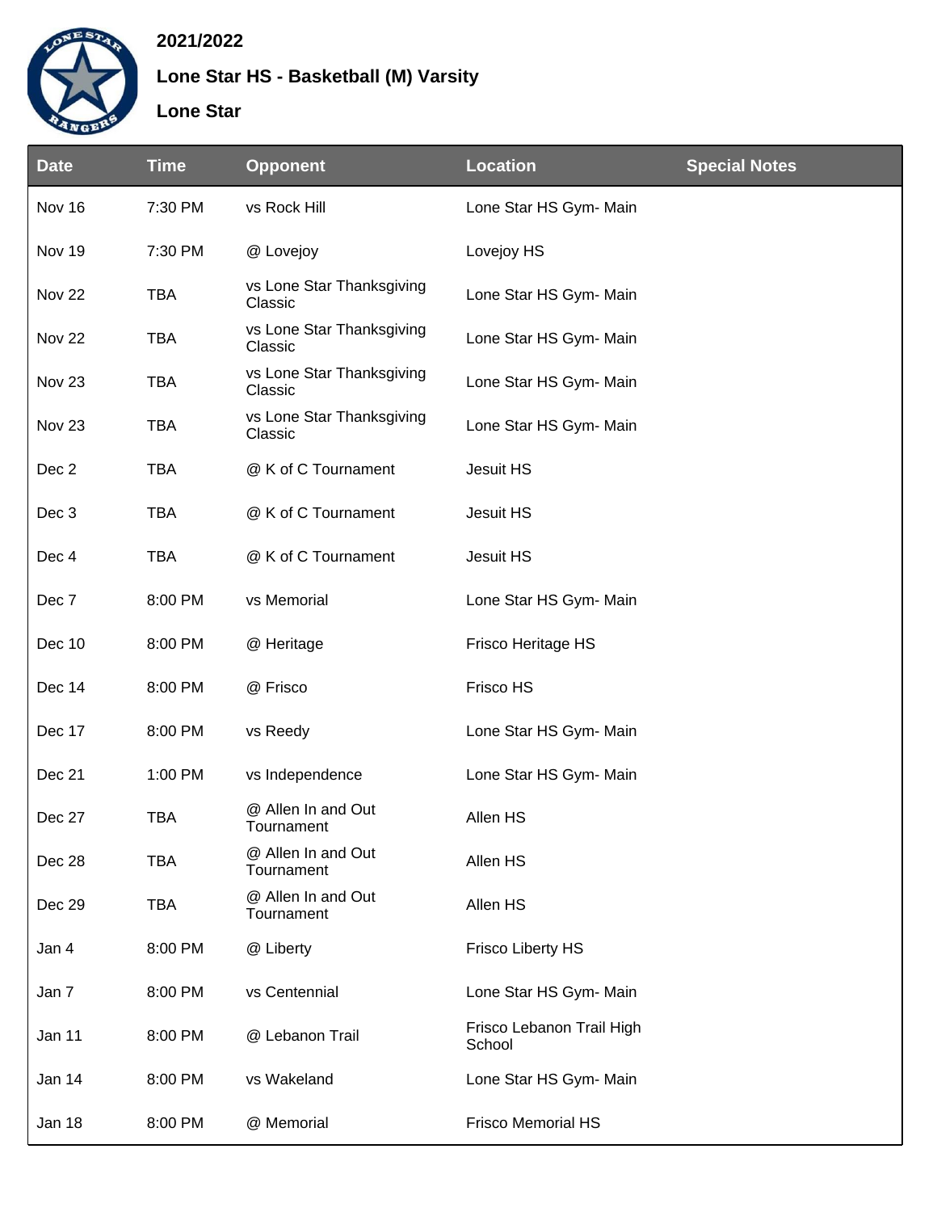## 2021/2022

## Lone Star HS - Basketball (M) Varsity

## Lone Star

| Date | Time | Opponent | Location | Special Notes |
|---|---|---|---|---|
| Nov 16 | 7:30 PM | vs Rock Hill | Lone Star HS Gym- Main | |
| Nov 19 | 7:30 PM | @ Lovejoy | Lovejoy HS | |
| Nov 22 | TBA | vs Lone Star Thanksgiving Classic | Lone Star HS Gym- Main | |
| Nov 22 | TBA | vs Lone Star Thanksgiving Classic | Lone Star HS Gym- Main | |
| Nov 23 | TBA | vs Lone Star Thanksgiving Classic | Lone Star HS Gym- Main | |
| Nov 23 | TBA | vs Lone Star Thanksgiving Classic | Lone Star HS Gym- Main | |
| Dec 2 | TBA | @ K of C Tournament | Jesuit HS | |
| Dec 3 | TBA | @ K of C Tournament | Jesuit HS | |
| Dec 4 | TBA | @ K of C Tournament | Jesuit HS | |
| Dec 7 | 8:00 PM | vs Memorial | Lone Star HS Gym- Main | |
| Dec 10 | 8:00 PM | @ Heritage | Frisco Heritage HS | |
| Dec 14 | 8:00 PM | @ Frisco | Frisco HS | |
| Dec 17 | 8:00 PM | vs Reedy | Lone Star HS Gym- Main | |
| Dec 21 | 1:00 PM | vs Independence | Lone Star HS Gym- Main | |
| Dec 27 | TBA | @ Allen In and Out Tournament | Allen HS | |
| Dec 28 | TBA | @ Allen In and Out Tournament | Allen HS | |
| Dec 29 | TBA | @ Allen In and Out Tournament | Allen HS | |
| Jan 4 | 8:00 PM | @ Liberty | Frisco Liberty HS | |
| Jan 7 | 8:00 PM | vs Centennial | Lone Star HS Gym- Main | |
| Jan 11 | 8:00 PM | @ Lebanon Trail | Frisco Lebanon Trail High School | |
| Jan 14 | 8:00 PM | vs Wakeland | Lone Star HS Gym- Main | |
| Jan 18 | 8:00 PM | @ Memorial | Frisco Memorial HS | |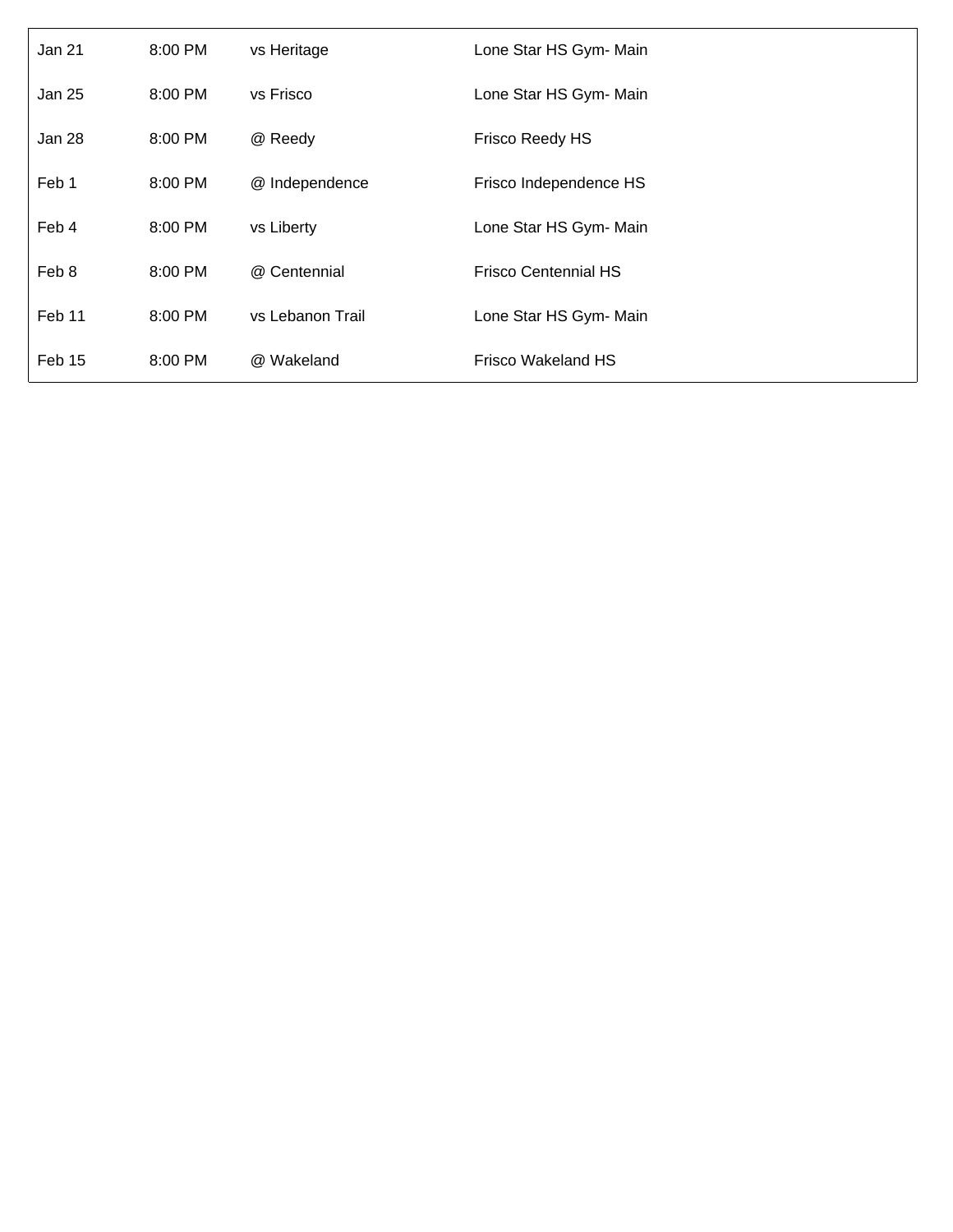| | | | |
|---|---|---|---|
| Jan 21 | 8:00 PM | vs Heritage | Lone Star HS Gym- Main |
| Jan 25 | 8:00 PM | vs Frisco | Lone Star HS Gym- Main |
| Jan 28 | 8:00 PM | @ Reedy | Frisco Reedy HS |
| Feb 1 | 8:00 PM | @ Independence | Frisco Independence HS |
| Feb 4 | 8:00 PM | vs Liberty | Lone Star HS Gym- Main |
| Feb 8 | 8:00 PM | @ Centennial | Frisco Centennial HS |
| Feb 11 | 8:00 PM | vs Lebanon Trail | Lone Star HS Gym- Main |
| Feb 15 | 8:00 PM | @ Wakeland | Frisco Wakeland HS |